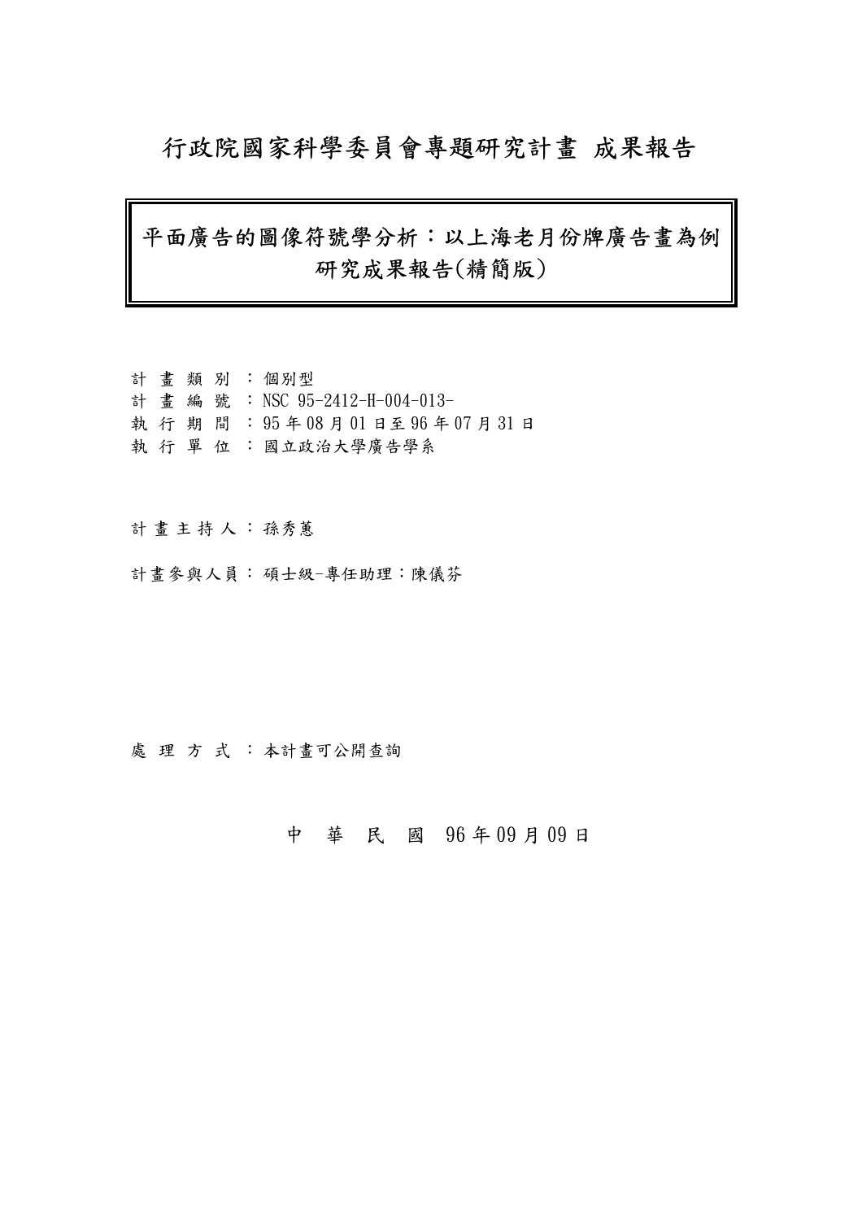# 行政院國家科學委員會專題研究計畫 成果報告

## 平面廣告的圖像符號學分析：以上海老月份牌廣告畫為例
## 研究成果報告(精簡版)

計 畫 類 別 ：個別型
計 畫 編 號 ：NSC 95-2412-H-004-013-
執 行 期 間 ：95 年 08 月 01 日至 96 年 07 月 31 日
執 行 單 位 ：國立政治大學廣告學系

計 畫 主 持 人：孫秀蕙

計畫參與人員：碩士級-專任助理：陳儀芬

處 理 方 式 ：本計畫可公開查詢

中 華 民 國 96 年 09 月 09 日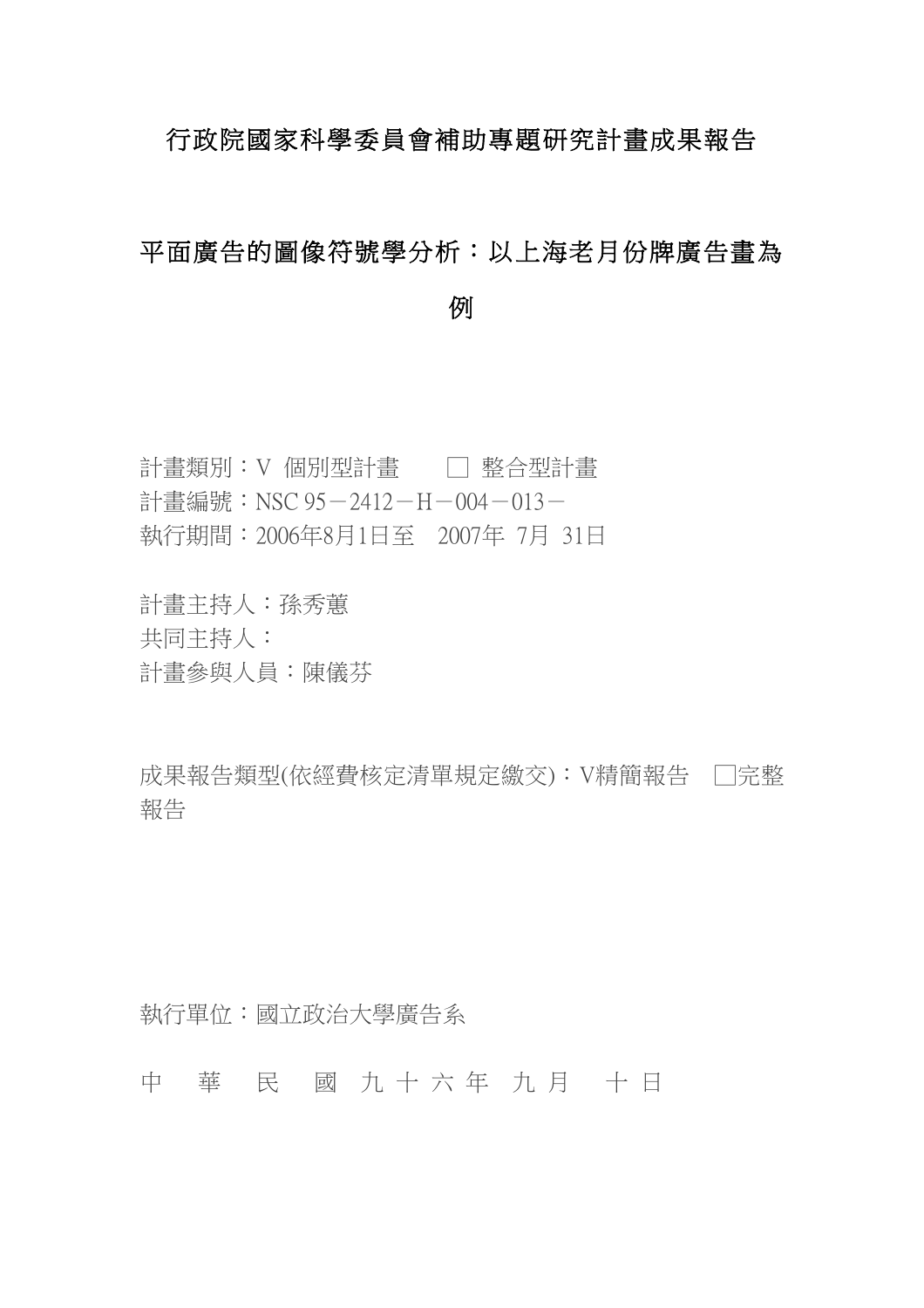# 行政院國家科學委員會補助專題研究計畫成果報告

## 平面廣告的圖像符號學分析：以上海老月份牌廣告畫為例

計畫類別：V 個別型計畫　　□ 整合型計畫
計畫編號：NSC 95－2412－H－004－013－
執行期間：2006年8月1日至　2007年 7月 31日

計畫主持人：孫秀蕙
共同主持人：
計畫參與人員：陳儀芬

成果報告類型(依經費核定清單規定繳交)：V精簡報告　□完整報告

執行單位：國立政治大學廣告系

中　華　民　國　九 十 六 年　九 月　 十 日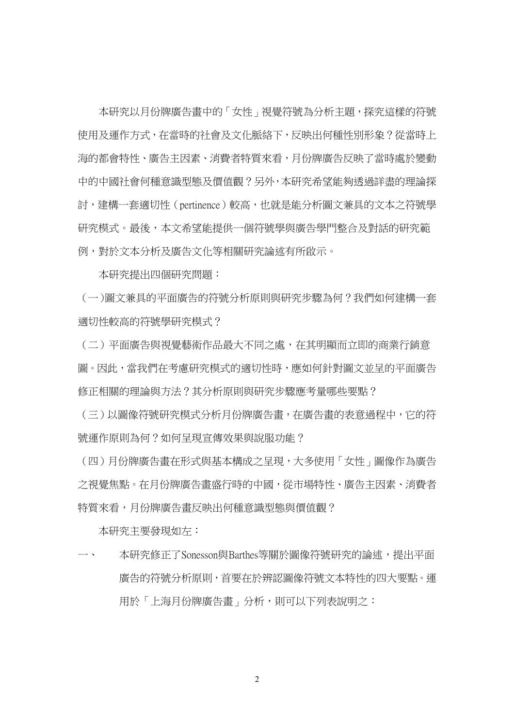本研究以月份牌廣告畫中的「女性」視覺符號為分析主題，探究這樣的符號使用及運作方式，在當時的社會及文化脈絡下，反映出何種性別形象？從當時上海的都會特性、廣告主因素、消費者特質來看，月份牌廣告反映了當時處於變動中的中國社會何種意識型態及價值觀？另外，本研究希望能夠透過詳盡的理論探討，建構一套適切性（pertinence）較高，也就是能分析圖文兼具的文本之符號學研究模式。最後，本文希望能提供一個符號學與廣告學門整合及對話的研究範例，對於文本分析及廣告文化等相關研究論述有所啟示。

本研究提出四個研究問題：

（一)圖文兼具的平面廣告的符號分析原則與研究步驟為何？我們如何建構一套適切性較高的符號學研究模式？

（二）平面廣告與視覺藝術作品最大不同之處，在其明顯而立即的商業行銷意圖。因此，當我們在考慮研究模式的適切性時，應如何針對圖文並呈的平面廣告修正相關的理論與方法？其分析原則與研究步驟應考量哪些要點？

（三）以圖像符號研究模式分析月份牌廣告畫，在廣告畫的表意過程中，它的符號運作原則為何？如何呈現宣傳效果與說服功能？

（四）月份牌廣告畫在形式與基本構成之呈現，大多使用「女性」圖像作為廣告之視覺焦點。在月份牌廣告畫盛行時的中國，從市場特性、廣告主因素、消費者特質來看，月份牌廣告畫反映出何種意識型態與價值觀？

本研究主要發現如左：

一、 本研究修正了Sonesson與Barthes等關於圖像符號研究的論述，提出平面廣告的符號分析原則，首要在於辨認圖像符號文本特性的四大要點。運用於「上海月份牌廣告畫」分析，則可以下列表說明之：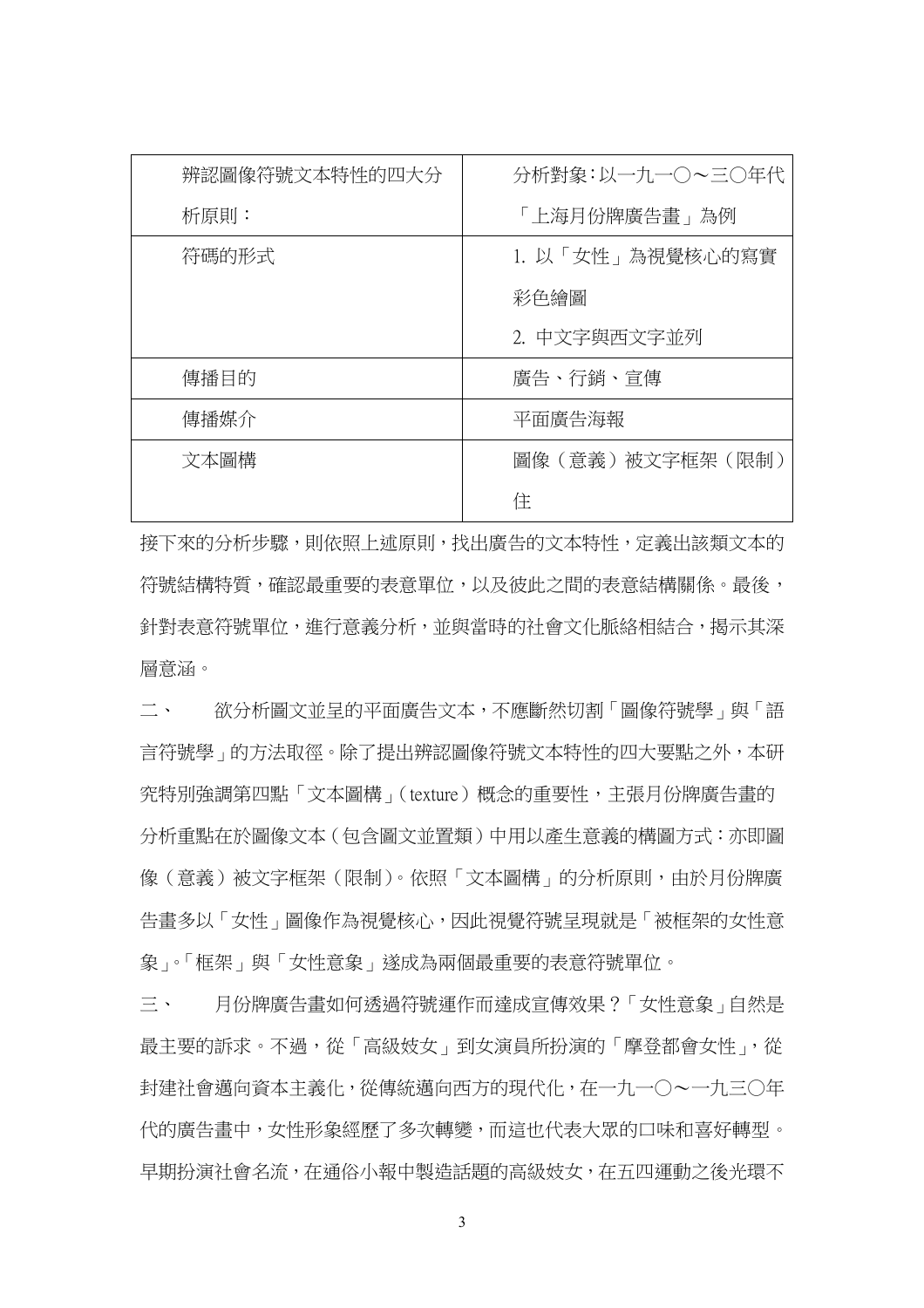| 辨認圖像符號文本特性的四大分析原則： | 分析對象：以一九一〇～三〇年代「上海月份牌廣告畫」為例 |
| --- | --- |
| 符碼的形式 | 1. 以「女性」為視覺核心的寫實彩色繪圖<br>2. 中文字與西文字並列 |
| 傳播目的 | 廣告、行銷、宣傳 |
| 傳播媒介 | 平面廣告海報 |
| 文本圖構 | 圖像（意義）被文字框架（限制）住 |

接下來的分析步驟，則依照上述原則，找出廣告的文本特性，定義出該類文本的符號結構特質，確認最重要的表意單位，以及彼此之間的表意結構關係。最後，針對表意符號單位，進行意義分析，並與當時的社會文化脈絡相結合，揭示其深層意涵。

二、　欲分析圖文並呈的平面廣告文本，不應斷然切割「圖像符號學」與「語言符號學」的方法取徑。除了提出辨認圖像符號文本特性的四大要點之外，本研究特別強調第四點「文本圖構」（texture）概念的重要性，主張月份牌廣告畫的分析重點在於圖像文本（包含圖文並置類）中用以產生意義的構圖方式：亦即圖像（意義）被文字框架（限制）。依照「文本圖構」的分析原則，由於月份牌廣告畫多以「女性」圖像作為視覺核心，因此視覺符號呈現就是「被框架的女性意象」。「框架」與「女性意象」遂成為兩個最重要的表意符號單位。

三、　月份牌廣告畫如何透過符號運作而達成宣傳效果？「女性意象」自然是最主要的訴求。不過，從「高級妓女」到女演員所扮演的「摩登都會女性」，從封建社會邁向資本主義化，從傳統邁向西方的現代化，在一九一〇～一九三〇年代的廣告畫中，女性形象經歷了多次轉變，而這也代表大眾的口味和喜好轉型。早期扮演社會名流，在通俗小報中製造話題的高級妓女，在五四運動之後光環不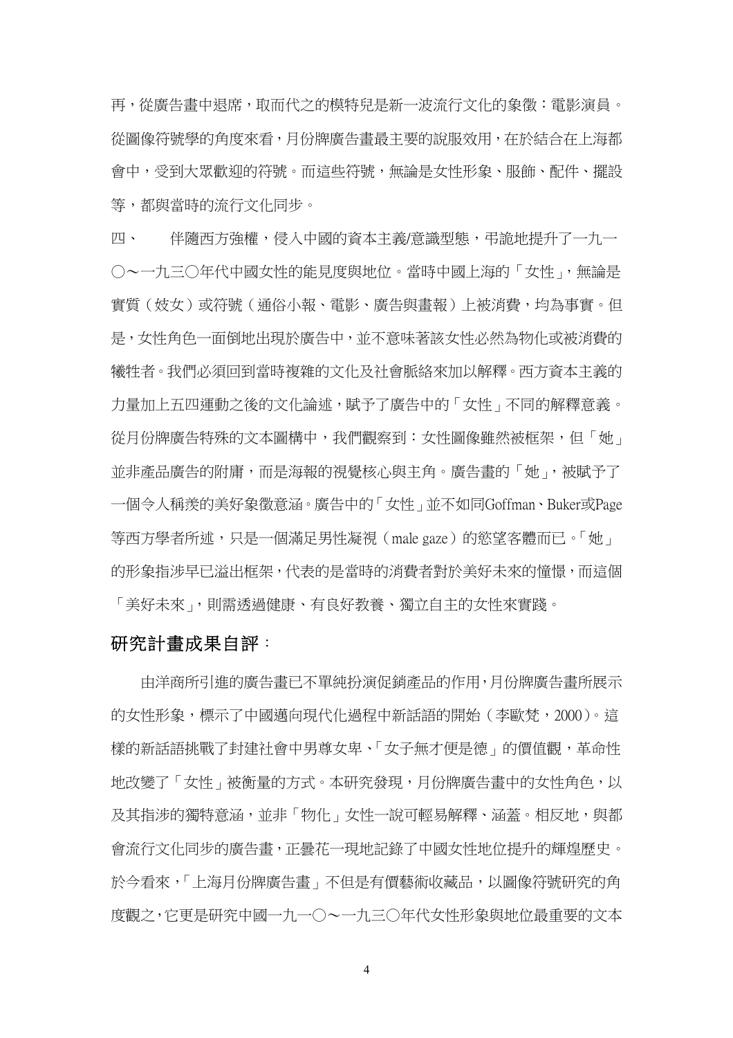再，從廣告畫中退席，取而代之的模特兒是新一波流行文化的象徵：電影演員。從圖像符號學的角度來看，月份牌廣告畫最主要的說服效用，在於結合在上海都會中，受到大眾歡迎的符號。而這些符號，無論是女性形象、服飾、配件、擺設等，都與當時的流行文化同步。

四、　伴隨西方強權，侵入中國的資本主義/意識型態，弔詭地提升了一九一〇～一九三〇年代中國女性的能見度與地位。當時中國上海的「女性」，無論是實質（妓女）或符號（通俗小報、電影、廣告與畫報）上被消費，均為事實。但是，女性角色一面倒地出現於廣告中，並不意味著該女性必然為物化或被消費的犧牲者。我們必須回到當時複雜的文化及社會脈絡來加以解釋。西方資本主義的力量加上五四運動之後的文化論述，賦予了廣告中的「女性」不同的解釋意義。從月份牌廣告特殊的文本圖構中，我們觀察到：女性圖像雖然被框架，但「她」並非產品廣告的附庸，而是海報的視覺核心與主角。廣告畫的「她」，被賦予了一個令人稱羨的美好象徵意涵。廣告中的「女性」並不如同Goffman、Buker或Page等西方學者所述，只是一個滿足男性凝視（male gaze）的慾望客體而已。「她」的形象指涉早已溢出框架，代表的是當時的消費者對於美好未來的憧憬，而這個「美好未來」，則需透過健康、有良好教養、獨立自主的女性來實踐。

## 研究計畫成果自評：

由洋商所引進的廣告畫已不單純扮演促銷產品的作用，月份牌廣告畫所展示的女性形象，標示了中國邁向現代化過程中新話語的開始（李歐梵，2000）。這樣的新話語挑戰了封建社會中男尊女卑、「女子無才便是德」的價值觀，革命性地改變了「女性」被衡量的方式。本研究發現，月份牌廣告畫中的女性角色，以及其指涉的獨特意涵，並非「物化」女性一說可輕易解釋、涵蓋。相反地，與都會流行文化同步的廣告畫，正曇花一現地記錄了中國女性地位提升的輝煌歷史。於今看來，「上海月份牌廣告畫」不但是有價藝術收藏品，以圖像符號研究的角度觀之，它更是研究中國一九一〇～一九三〇年代女性形象與地位最重要的文本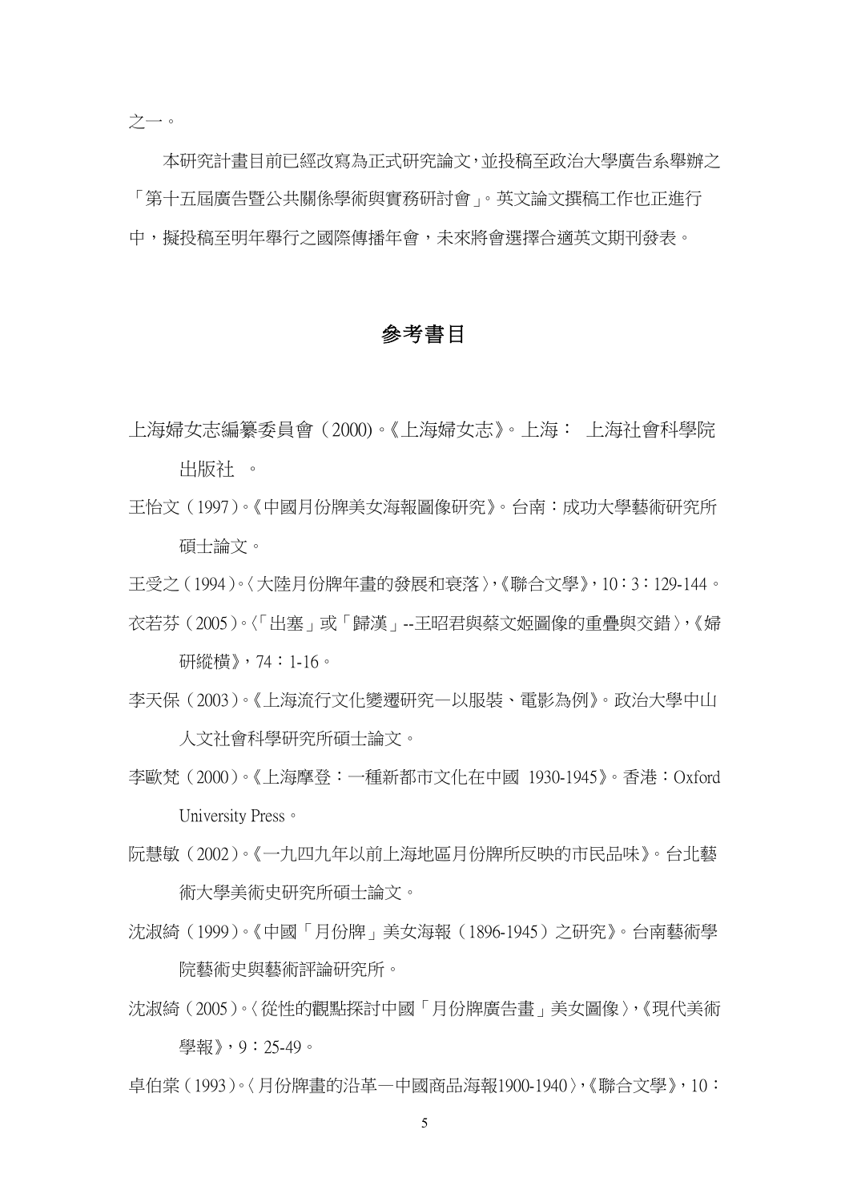之一。

本研究計畫目前已經改寫為正式研究論文，並投稿至政治大學廣告系舉辦之「第十五屆廣告暨公共關係學術與實務研討會」。英文論文撰稿工作也正進行中，擬投稿至明年舉行之國際傳播年會，未來將會選擇合適英文期刊發表。

# 參考書目

上海婦女志編纂委員會（2000)。《上海婦女志》。上海： 上海社會科學院出版社 。

王怡文（1997）。《中國月份牌美女海報圖像研究》。台南：成功大學藝術研究所碩士論文。

王受之（1994）。〈大陸月份牌年畫的發展和衰落〉，《聯合文學》，10：3：129-144。

衣若芬（2005）。〈「出塞」或「歸漢」--王昭君與蔡文姬圖像的重疊與交錯〉，《婦研縱橫》，74：1-16。

李天保（2003）。《上海流行文化變遷研究—以服裝、電影為例》。政治大學中山人文社會科學研究所碩士論文。

李歐梵（2000）。《上海摩登：一種新都市文化在中國 1930-1945》。香港：Oxford University Press。

阮慧敏（2002）。《一九四九年以前上海地區月份牌所反映的市民品味》。台北藝術大學美術史研究所碩士論文。

沈淑綺（1999）。《中國「月份牌」美女海報（1896-1945）之研究》。台南藝術學院藝術史與藝術評論研究所。

沈淑綺（2005）。〈從性的觀點探討中國「月份牌廣告畫」美女圖像〉，《現代美術學報》，9：25-49。

卓伯棠（1993）。〈月份牌畫的沿革—中國商品海報1900-1940〉，《聯合文學》，10：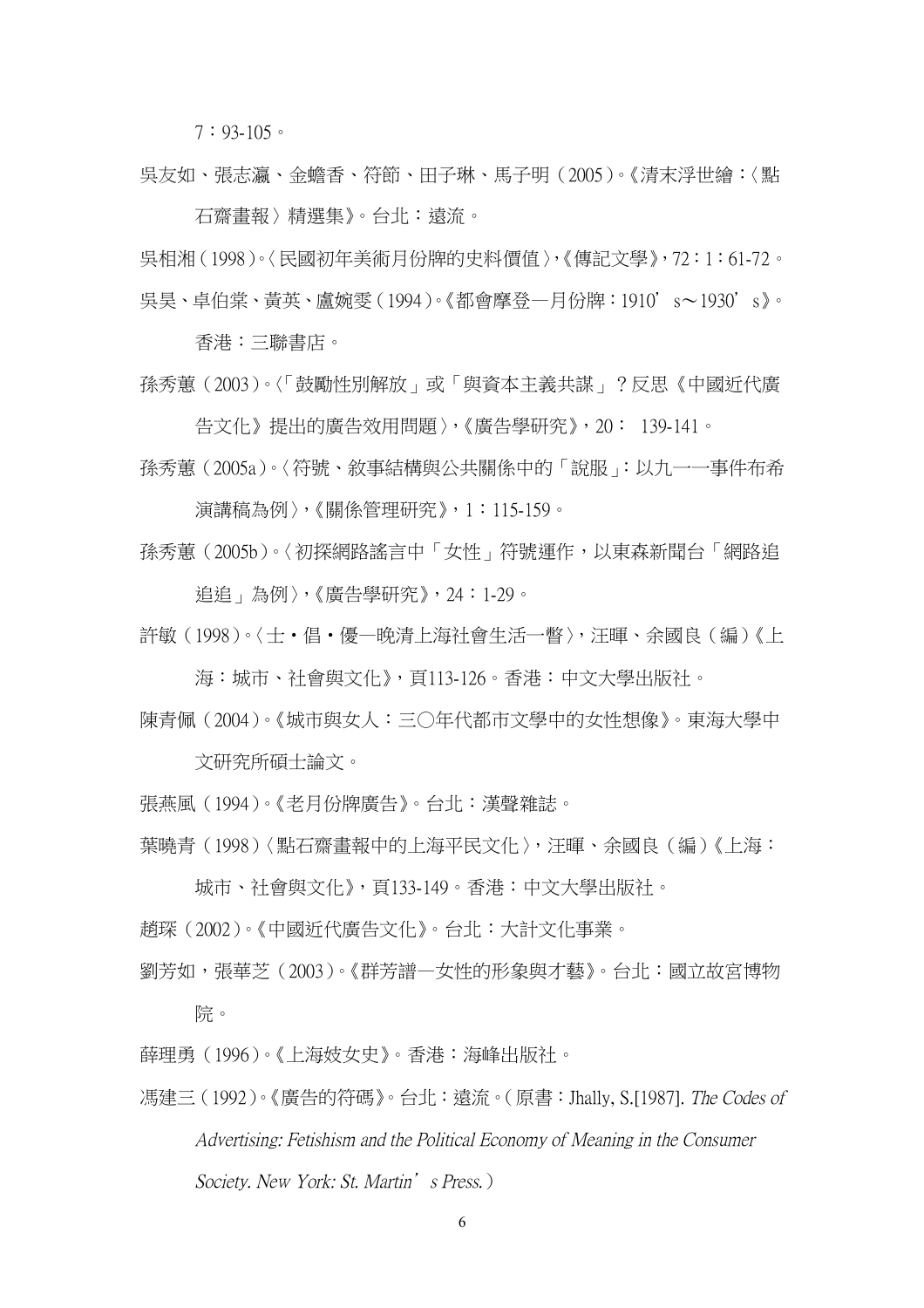7：93-105。

吳友如、張志瀛、金蟾香、符節、田子琳、馬子明（2005）。《清末浮世繪：〈點石齋畫報〉精選集》。台北：遠流。

吳相湘（1998）。〈民國初年美術月份牌的史料價值〉，《傳記文學》，72：1：61-72。

吳昊、卓伯棠、黃英、盧婉雯（1994）。《都會摩登—月份牌：1910’s～1930’s》。香港：三聯書店。

孫秀蕙（2003）。〈「鼓勵性別解放」或「與資本主義共謀」？反思《中國近代廣告文化》提出的廣告效用問題〉，《廣告學研究》，20： 139-141。

孫秀蕙（2005a）。〈符號、敘事結構與公共關係中的「說服」：以九一一事件布希演講稿為例〉，《關係管理研究》，1：115-159。

孫秀蕙（2005b）。〈初探網路謠言中「女性」符號運作，以東森新聞台「網路追追追」為例〉，《廣告學研究》，24：1-29。

許敏（1998）。〈士・倡・優—晚清上海社會生活一瞥〉，汪暉、余國良（編）《上海：城市、社會與文化》，頁113-126。香港：中文大學出版社。

陳青佩（2004）。《城市與女人：三〇年代都市文學中的女性想像》。東海大學中文研究所碩士論文。

張燕風（1994）。《老月份牌廣告》。台北：漢聲雜誌。

葉曉青（1998）〈點石齋畫報中的上海平民文化〉，汪暉、余國良（編）《上海：城市、社會與文化》，頁133-149。香港：中文大學出版社。

趙琛（2002）。《中國近代廣告文化》。台北：大計文化事業。

劉芳如，張華芝（2003）。《群芳譜—女性的形象與才藝》。台北：國立故宮博物院。

薛理勇（1996）。《上海妓女史》。香港：海峰出版社。

馮建三（1992）。《廣告的符碼》。台北：遠流。（原書：Jhally, S.[1987]. *The Codes of Advertising: Fetishism and the Political Economy of Meaning in the Consumer Society. New York: St. Martin’s Press.*）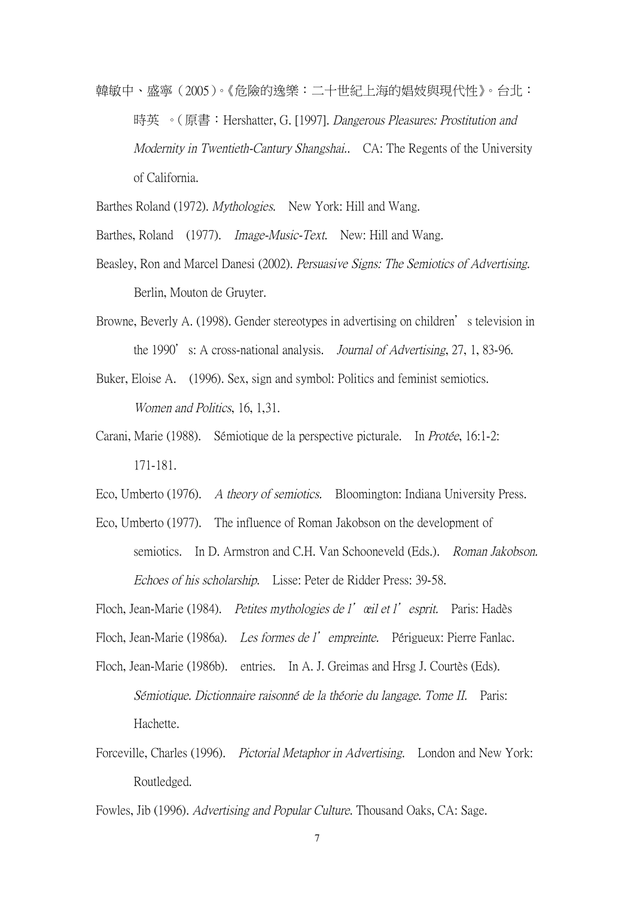韓敏中、盛寧（2005）。《危險的逸樂：二十世紀上海的娼妓與現代性》。台北：時英 。（原書：Hershatter, G. [1997]. *Dangerous Pleasures: Prostitution and Modernity in Twentieth-Cantury Shangshai.*. CA: The Regents of the University of California.

Barthes Roland (1972). *Mythologies*. New York: Hill and Wang.

Barthes, Roland (1977). *Image-Music-Text*. New: Hill and Wang.

Beasley, Ron and Marcel Danesi (2002). *Persuasive Signs: The Semiotics of Advertising.* Berlin, Mouton de Gruyter.

Browne, Beverly A. (1998). Gender stereotypes in advertising on children's television in the 1990's: A cross-national analysis. *Journal of Advertising*, 27, 1, 83-96.

Buker, Eloise A. (1996). Sex, sign and symbol: Politics and feminist semiotics. *Women and Politics*, 16, 1,31.

Carani, Marie (1988). Sémiotique de la perspective picturale. In *Protée*, 16:1-2: 171-181.

Eco, Umberto (1976). *A theory of semiotics*. Bloomington: Indiana University Press.

Eco, Umberto (1977). The influence of Roman Jakobson on the development of semiotics. In D. Armstron and C.H. Van Schooneveld (Eds.). *Roman Jakobson. Echoes of his scholarship*. Lisse: Peter de Ridder Press: 39-58.

Floch, Jean-Marie (1984). *Petites mythologies de l'œil et l'esprit.* Paris: Hadès

Floch, Jean-Marie (1986a). *Les formes de l'empreinte.* Périgueux: Pierre Fanlac.

Floch, Jean-Marie (1986b). entries. In A. J. Greimas and Hrsg J. Courtès (Eds). *Sémiotique. Dictionnaire raisonné de la théorie du langage. Tome II.* Paris: Hachette.

Forceville, Charles (1996). *Pictorial Metaphor in Advertising*. London and New York: Routledged.

Fowles, Jib (1996). *Advertising and Popular Culture.* Thousand Oaks, CA: Sage.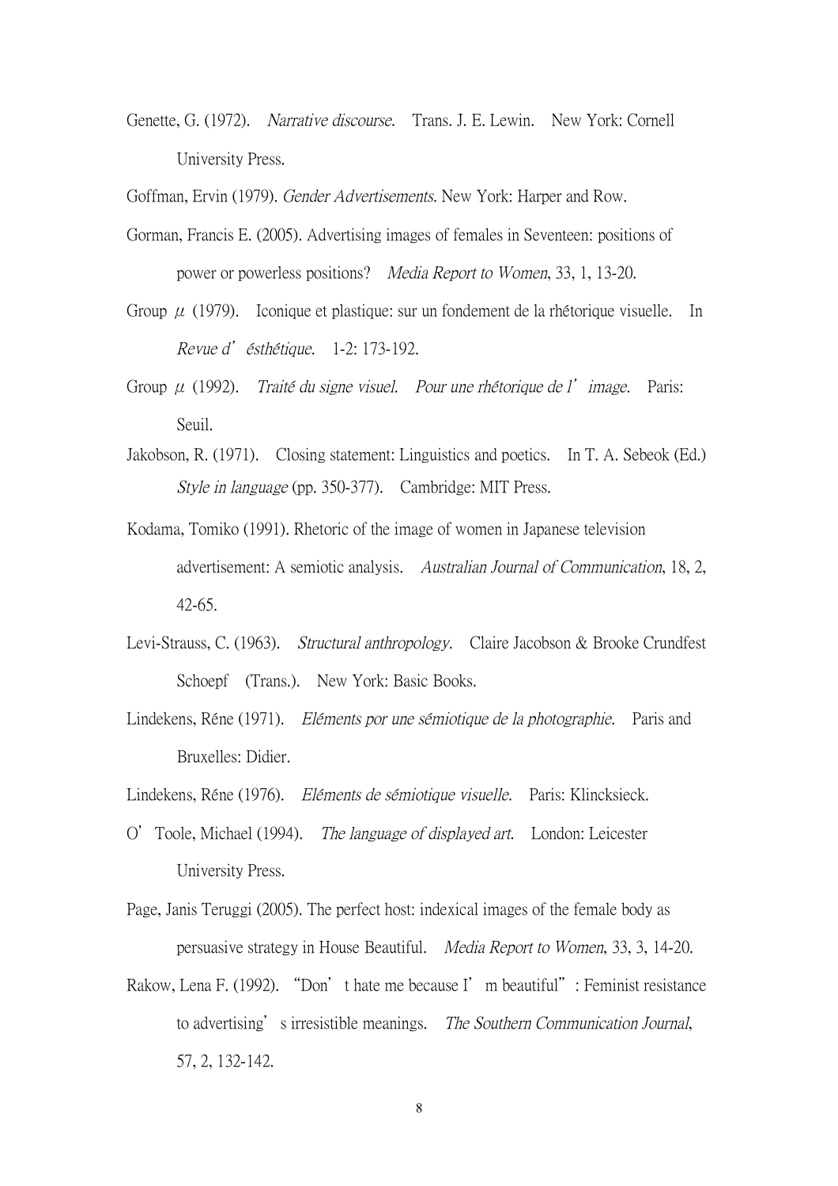Genette, G. (1972). *Narrative discourse.* Trans. J. E. Lewin. New York: Cornell University Press.

Goffman, Ervin (1979). *Gender Advertisements.* New York: Harper and Row.

Gorman, Francis E. (2005). Advertising images of females in Seventeen: positions of power or powerless positions? *Media Report to Women*, 33, 1, 13-20.

Group μ (1979). Iconique et plastique: sur un fondement de la rhétorique visuelle. In *Revue d'ésthétique.* 1-2: 173-192.

Group μ (1992). *Traité du signe visuel. Pour une rhétorique de l'image.* Paris: Seuil.

Jakobson, R. (1971). Closing statement: Linguistics and poetics. In T. A. Sebeok (Ed.) *Style in language* (pp. 350-377). Cambridge: MIT Press.

Kodama, Tomiko (1991). Rhetoric of the image of women in Japanese television advertisement: A semiotic analysis. *Australian Journal of Communication*, 18, 2, 42-65.

Levi-Strauss, C. (1963). *Structural anthropology.* Claire Jacobson & Brooke Crundfest Schoepf (Trans.). New York: Basic Books.

Lindekens, Réne (1971). *Eléments por une sémiotique de la photographie.* Paris and Bruxelles: Didier.

Lindekens, Réne (1976). *Eléments de sémiotique visuelle.* Paris: Klincksieck.

O'Toole, Michael (1994). *The language of displayed art.* London: Leicester University Press.

Page, Janis Teruggi (2005). The perfect host: indexical images of the female body as persuasive strategy in House Beautiful. *Media Report to Women*, 33, 3, 14-20.

Rakow, Lena F. (1992). "Don't hate me because I'm beautiful": Feminist resistance to advertising's irresistible meanings. *The Southern Communication Journal*, 57, 2, 132-142.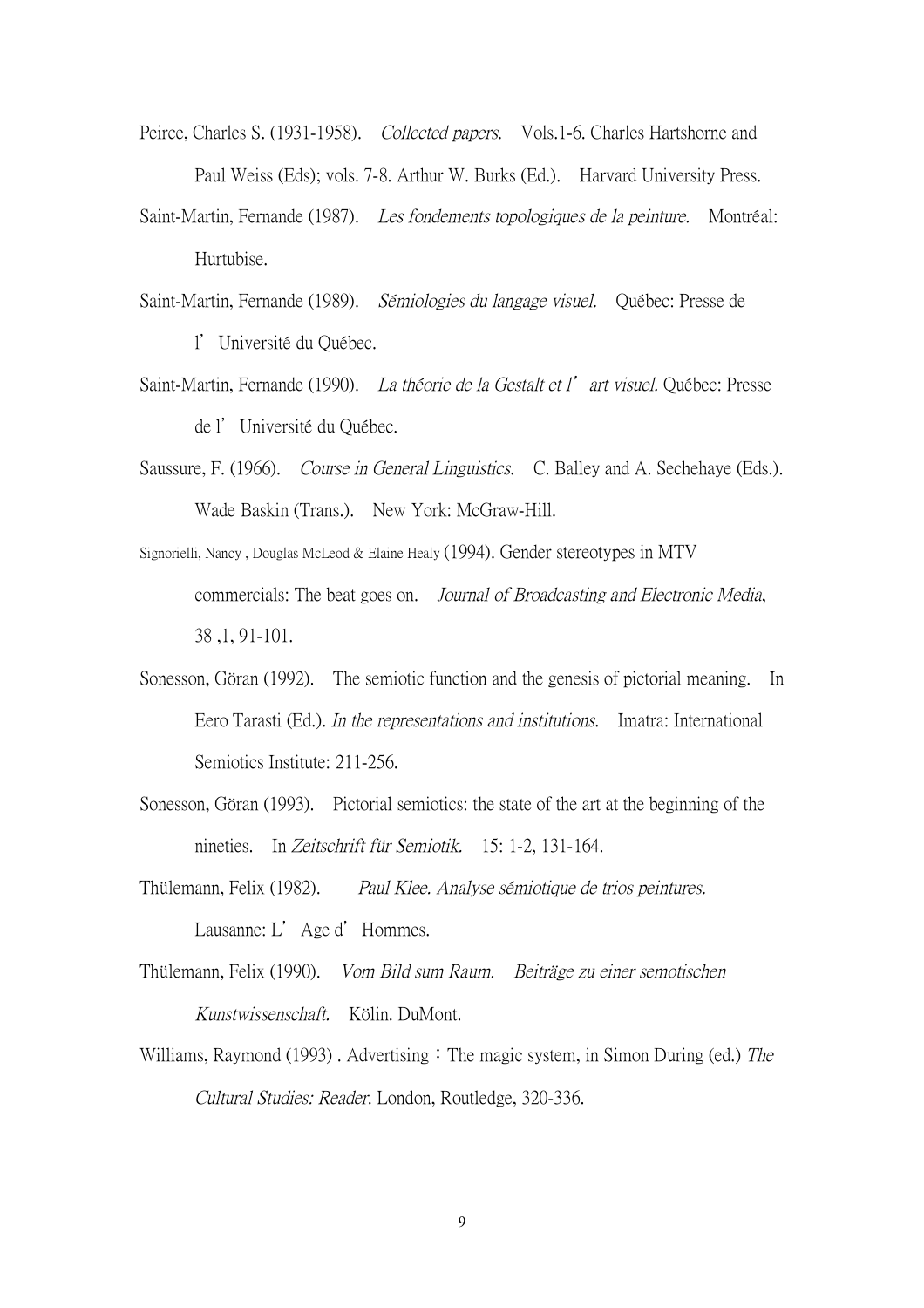Peirce, Charles S. (1931-1958). *Collected papers.* Vols.1-6. Charles Hartshorne and Paul Weiss (Eds); vols. 7-8. Arthur W. Burks (Ed.). Harvard University Press.

Saint-Martin, Fernande (1987). *Les fondements topologiques de la peinture.* Montréal: Hurtubise.

Saint-Martin, Fernande (1989). *Sémiologies du langage visuel.* Québec: Presse de l' Université du Québec.

Saint-Martin, Fernande (1990). *La théorie de la Gestalt et l' art visuel.* Québec: Presse de l' Université du Québec.

Saussure, F. (1966). *Course in General Linguistics.* C. Balley and A. Sechehaye (Eds.). Wade Baskin (Trans.). New York: McGraw-Hill.

Signorielli, Nancy , Douglas McLeod & Elaine Healy (1994). Gender stereotypes in MTV commercials: The beat goes on. *Journal of Broadcasting and Electronic Media*, 38 ,1, 91-101.

Sonesson, Göran (1992). The semiotic function and the genesis of pictorial meaning. In Eero Tarasti (Ed.). *In the representations and institutions.* Imatra: International Semiotics Institute: 211-256.

Sonesson, Göran (1993). Pictorial semiotics: the state of the art at the beginning of the nineties. In *Zeitschrift für Semiotik.* 15: 1-2, 131-164.

Thülemann, Felix (1982). *Paul Klee. Analyse sémiotique de trios peintures.* Lausanne: L' Age d' Hommes.

Thülemann, Felix (1990). *Vom Bild sum Raum. Beiträge zu einer semotischen Kunstwissenschaft.* Kölin. DuMont.

Williams, Raymond (1993) . Advertising：The magic system, in Simon During (ed.) *The Cultural Studies: Reader.* London, Routledge, 320-336.